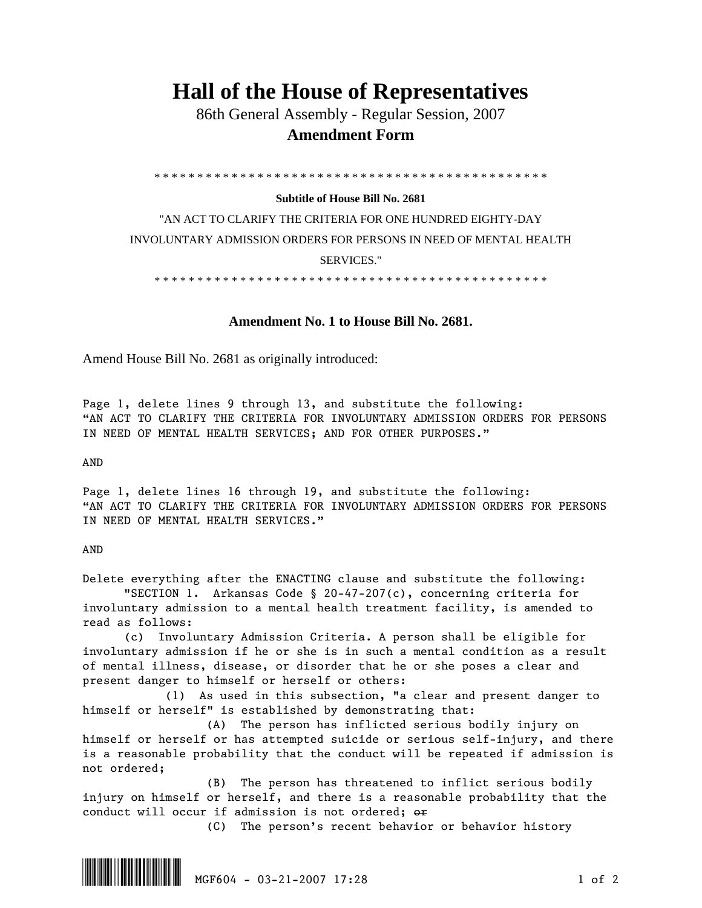# Hall of the House of Representatives

86th General Assembly - Regular Session, 2007

**Amendment Form**

\* \* \* \* \* \* \* \* \* \* \* \* \* \* \* \* \* \* \* \* \* \* \* \* \* \* \* \* \* \* \* \* \* \* \* \* \* \* \* \* \* \* \* \* \* \* \* \*

**Subtitle of House Bill No. 2681**

"AN ACT TO CLARIFY THE CRITERIA FOR ONE HUNDRED EIGHTY-DAY INVOLUNTARY ADMISSION ORDERS FOR PERSONS IN NEED OF MENTAL HEALTH SERVICES."

\* \* \* \* \* \* \* \* \* \* \* \* \* \* \* \* \* \* \* \* \* \* \* \* \* \* \* \* \* \* \* \* \* \* \* \* \* \* \* \* \* \* \* \* \* \* \* \*

**Amendment No. 1 to House Bill No. 2681.**

Amend House Bill No. 2681 as originally introduced:

Page 1, delete lines 9 through 13, and substitute the following:
"AN ACT TO CLARIFY THE CRITERIA FOR INVOLUNTARY ADMISSION ORDERS FOR PERSONS IN NEED OF MENTAL HEALTH SERVICES; AND FOR OTHER PURPOSES."

AND

Page 1, delete lines 16 through 19, and substitute the following:
"AN ACT TO CLARIFY THE CRITERIA FOR INVOLUNTARY ADMISSION ORDERS FOR PERSONS IN NEED OF MENTAL HEALTH SERVICES."

AND

Delete everything after the ENACTING clause and substitute the following:

"SECTION 1. Arkansas Code § 20-47-207(c), concerning criteria for involuntary admission to a mental health treatment facility, is amended to read as follows:

(c) Involuntary Admission Criteria. A person shall be eligible for involuntary admission if he or she is in such a mental condition as a result of mental illness, disease, or disorder that he or she poses a clear and present danger to himself or herself or others:

(1) As used in this subsection, "a clear and present danger to himself or herself" is established by demonstrating that:

(A) The person has inflicted serious bodily injury on himself or herself or has attempted suicide or serious self-injury, and there is a reasonable probability that the conduct will be repeated if admission is not ordered;

(B) The person has threatened to inflict serious bodily injury on himself or herself, and there is a reasonable probability that the conduct will occur if admission is not ordered; ~~or~~

(C) The person's recent behavior or behavior history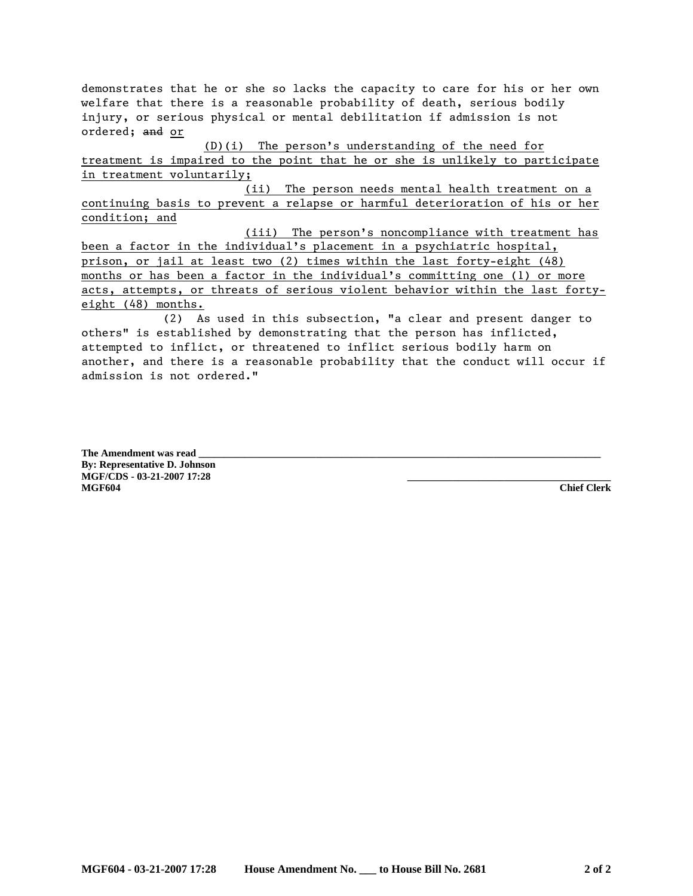demonstrates that he or she so lacks the capacity to care for his or her own welfare that there is a reasonable probability of death, serious bodily injury, or serious physical or mental debilitation if admission is not ordered; ~~and~~ <u>or</u>

<u>(D)(i) The person's understanding of the need for treatment is impaired to the point that he or she is unlikely to participate in treatment voluntarily;</u>

<u>(ii) The person needs mental health treatment on a continuing basis to prevent a relapse or harmful deterioration of his or her condition; and</u>

<u>(iii) The person's noncompliance with treatment has been a factor in the individual's placement in a psychiatric hospital, prison, or jail at least two (2) times within the last forty-eight (48) months or has been a factor in the individual's committing one (1) or more acts, attempts, or threats of serious violent behavior within the last forty-eight (48) months.</u>

(2) As used in this subsection, "a clear and present danger to others" is established by demonstrating that the person has inflicted, attempted to inflict, or threatened to inflict serious bodily harm on another, and there is a reasonable probability that the conduct will occur if admission is not ordered."

**The Amendment was read** ______________________________
**By: Representative D. Johnson**
**MGF/CDS - 03-21-2007 17:28** ______________________________
**MGF604** **Chief Clerk**

**MGF604 - 03-21-2007 17:28 House Amendment No. ___ to House Bill No. 2681**